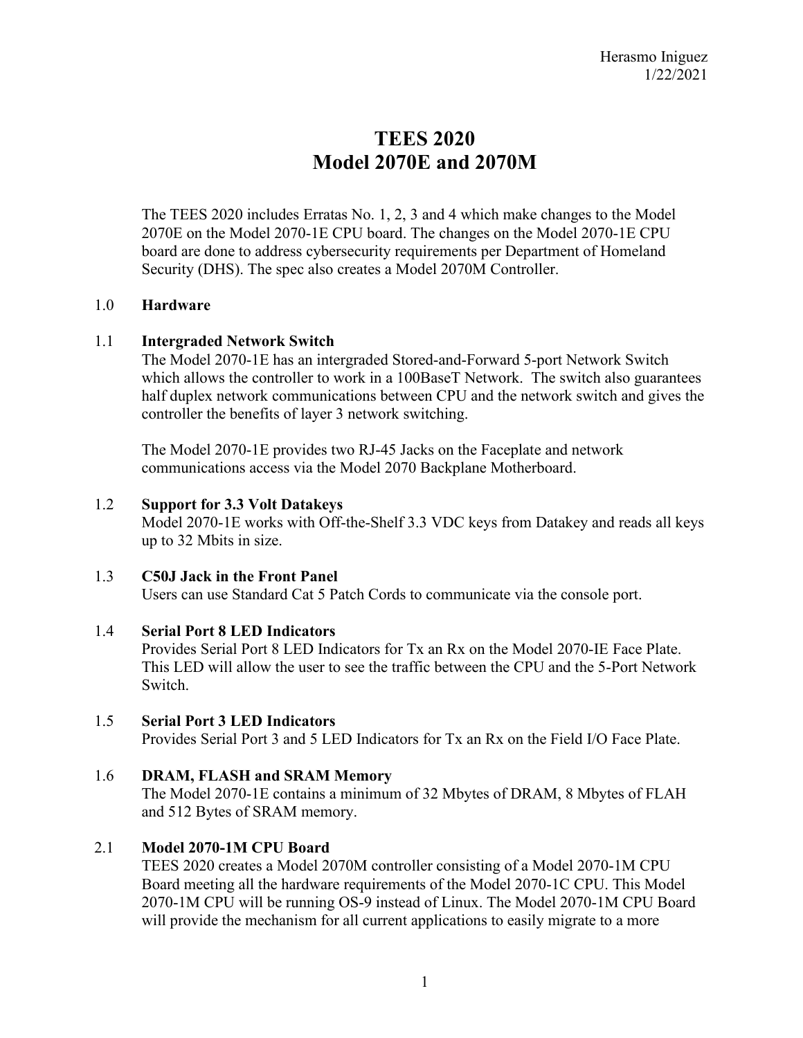Herasmo Iniguez
1/22/2021

# TEES 2020
# Model 2070E and 2070M

The TEES 2020 includes Erratas No. 1, 2, 3 and 4 which make changes to the Model 2070E on the Model 2070-1E CPU board. The changes on the Model 2070-1E CPU board are done to address cybersecurity requirements per Department of Homeland Security (DHS). The spec also creates a Model 2070M Controller.

## 1.0 **Hardware**

### 1.1 **Intergraded Network Switch**

The Model 2070-1E has an intergraded Stored-and-Forward 5-port Network Switch which allows the controller to work in a 100BaseT Network. The switch also guarantees half duplex network communications between CPU and the network switch and gives the controller the benefits of layer 3 network switching.

The Model 2070-1E provides two RJ-45 Jacks on the Faceplate and network communications access via the Model 2070 Backplane Motherboard.

### 1.2 **Support for 3.3 Volt Datakeys**

Model 2070-1E works with Off-the-Shelf 3.3 VDC keys from Datakey and reads all keys up to 32 Mbits in size.

### 1.3 **C50J Jack in the Front Panel**

Users can use Standard Cat 5 Patch Cords to communicate via the console port.

### 1.4 **Serial Port 8 LED Indicators**

Provides Serial Port 8 LED Indicators for Tx an Rx on the Model 2070-IE Face Plate. This LED will allow the user to see the traffic between the CPU and the 5-Port Network Switch.

### 1.5 **Serial Port 3 LED Indicators**

Provides Serial Port 3 and 5 LED Indicators for Tx an Rx on the Field I/O Face Plate.

### 1.6 **DRAM, FLASH and SRAM Memory**

The Model 2070-1E contains a minimum of 32 Mbytes of DRAM, 8 Mbytes of FLAH and 512 Bytes of SRAM memory.

### 2.1 **Model 2070-1M CPU Board**

TEES 2020 creates a Model 2070M controller consisting of a Model 2070-1M CPU Board meeting all the hardware requirements of the Model 2070-1C CPU. This Model 2070-1M CPU will be running OS-9 instead of Linux. The Model 2070-1M CPU Board will provide the mechanism for all current applications to easily migrate to a more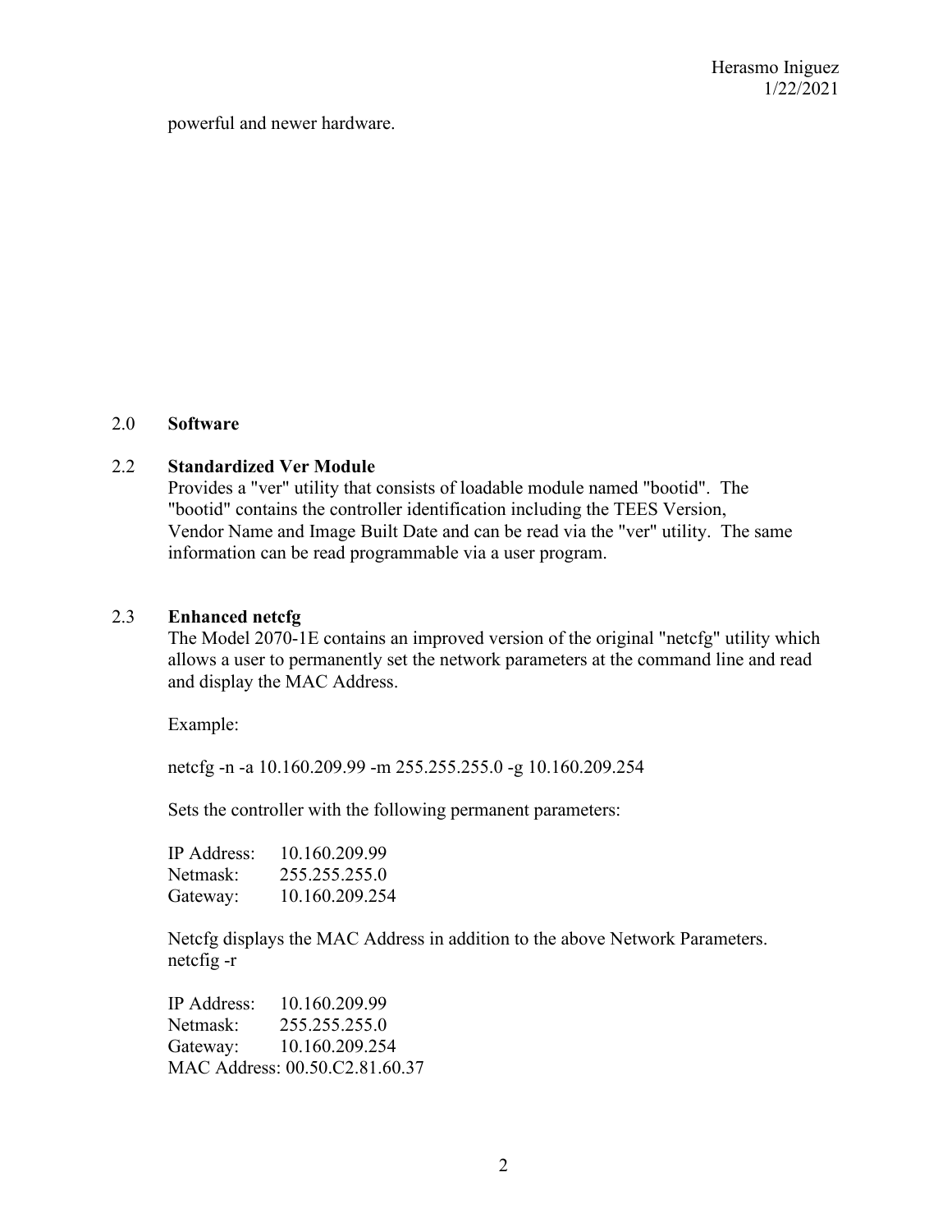powerful and newer hardware.

## 2.0 Software

### 2.2 Standardized Ver Module

Provides a "ver" utility that consists of loadable module named "bootid". The "bootid" contains the controller identification including the TEES Version, Vendor Name and Image Built Date and can be read via the "ver" utility. The same information can be read programmable via a user program.

### 2.3 Enhanced netcfg

The Model 2070-1E contains an improved version of the original "netcfg" utility which allows a user to permanently set the network parameters at the command line and read and display the MAC Address.

Example:

netcfg -n -a 10.160.209.99 -m 255.255.255.0 -g 10.160.209.254

Sets the controller with the following permanent parameters:

IP Address: 10.160.209.99
Netmask: 255.255.255.0
Gateway: 10.160.209.254

Netcfg displays the MAC Address in addition to the above Network Parameters.
netcfig -r

IP Address: 10.160.209.99
Netmask: 255.255.255.0
Gateway: 10.160.209.254
MAC Address: 00.50.C2.81.60.37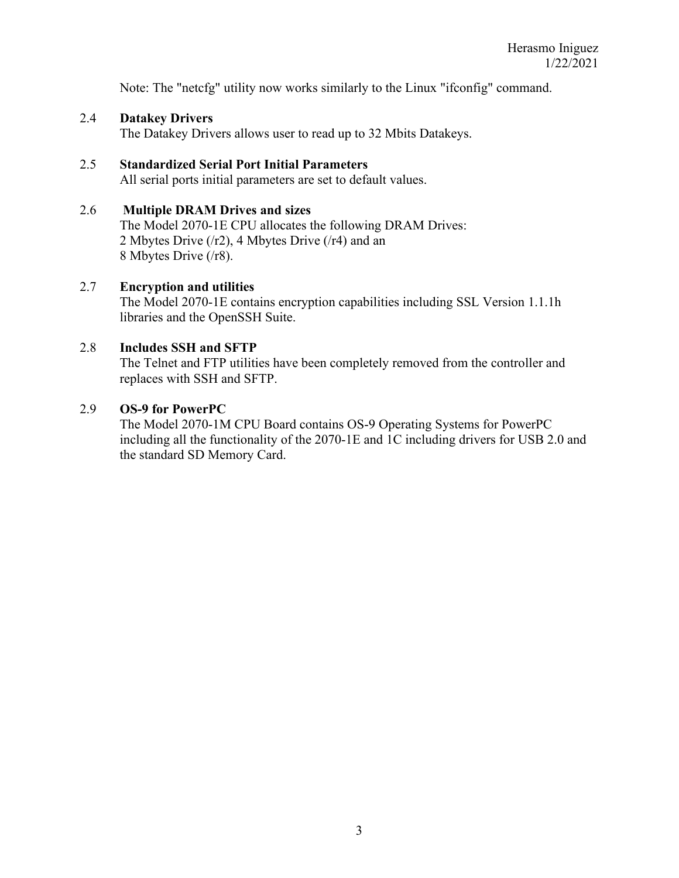Note: The "netcfg" utility now works similarly to the Linux "ifconfig" command.

## 2.4 Datakey Drivers

The Datakey Drivers allows user to read up to 32 Mbits Datakeys.

## 2.5 Standardized Serial Port Initial Parameters

All serial ports initial parameters are set to default values.

## 2.6 Multiple DRAM Drives and sizes

The Model 2070-1E CPU allocates the following DRAM Drives:
2 Mbytes Drive (/r2), 4 Mbytes Drive (/r4) and an
8 Mbytes Drive (/r8).

## 2.7 Encryption and utilities

The Model 2070-1E contains encryption capabilities including SSL Version 1.1.1h libraries and the OpenSSH Suite.

## 2.8 Includes SSH and SFTP

The Telnet and FTP utilities have been completely removed from the controller and replaces with SSH and SFTP.

## 2.9 OS-9 for PowerPC

The Model 2070-1M CPU Board contains OS-9 Operating Systems for PowerPC including all the functionality of the 2070-1E and 1C including drivers for USB 2.0 and the standard SD Memory Card.